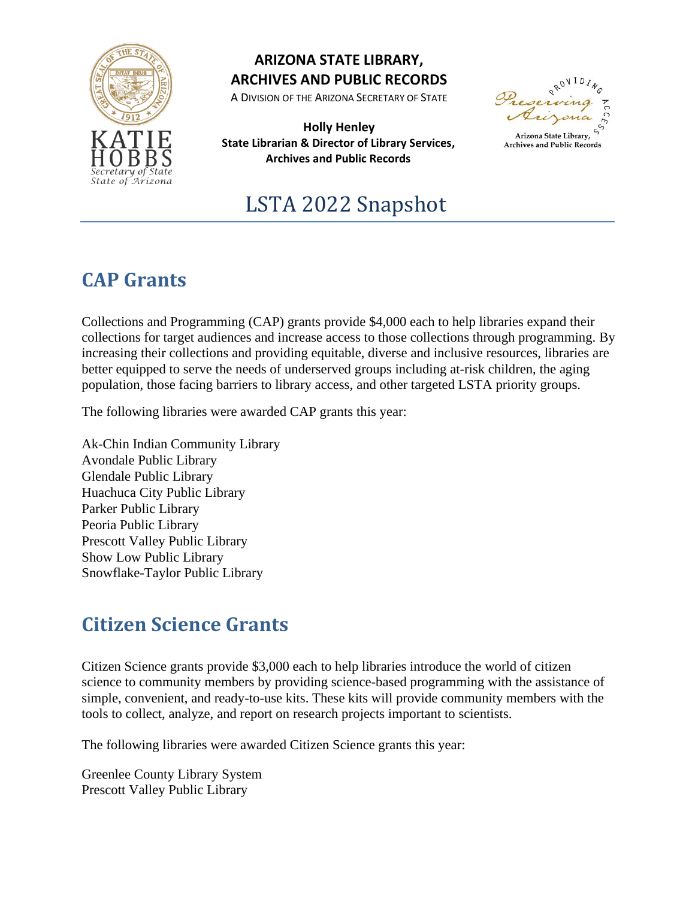**ARIZONA STATE LIBRARY, ARCHIVES AND PUBLIC RECORDS**

A DIVISION OF THE ARIZONA SECRETARY OF STATE

**Holly Henley**
**State Librarian & Director of Library Services, Archives and Public Records**

KATIE HOBBS
Secretary of State
State of Arizona

Providing Access — Preserving Arizona
Arizona State Library, Archives and Public Records

# LSTA 2022 Snapshot

## CAP Grants

Collections and Programming (CAP) grants provide $4,000 each to help libraries expand their collections for target audiences and increase access to those collections through programming. By increasing their collections and providing equitable, diverse and inclusive resources, libraries are better equipped to serve the needs of underserved groups including at-risk children, the aging population, those facing barriers to library access, and other targeted LSTA priority groups.

The following libraries were awarded CAP grants this year:

Ak-Chin Indian Community Library
Avondale Public Library
Glendale Public Library
Huachuca City Public Library
Parker Public Library
Peoria Public Library
Prescott Valley Public Library
Show Low Public Library
Snowflake-Taylor Public Library

## Citizen Science Grants

Citizen Science grants provide $3,000 each to help libraries introduce the world of citizen science to community members by providing science-based programming with the assistance of simple, convenient, and ready-to-use kits. These kits will provide community members with the tools to collect, analyze, and report on research projects important to scientists.

The following libraries were awarded Citizen Science grants this year:

Greenlee County Library System
Prescott Valley Public Library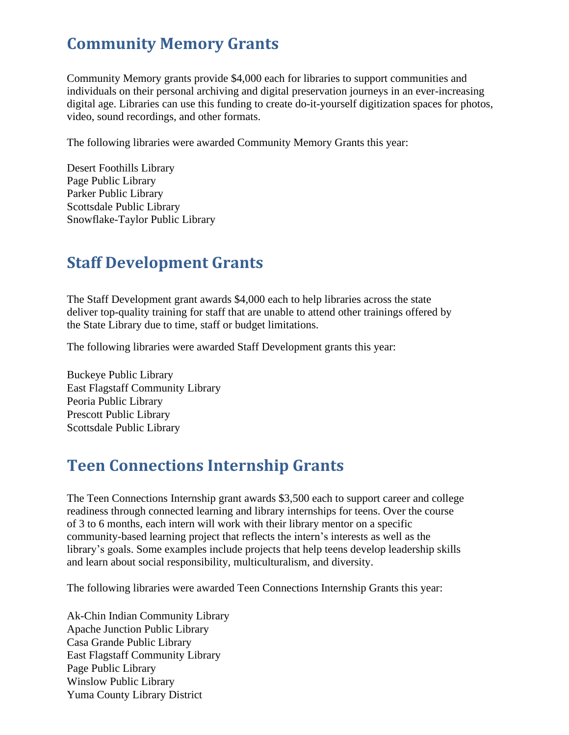## Community Memory Grants

Community Memory grants provide $4,000 each for libraries to support communities and individuals on their personal archiving and digital preservation journeys in an ever-increasing digital age. Libraries can use this funding to create do-it-yourself digitization spaces for photos, video, sound recordings, and other formats.

The following libraries were awarded Community Memory Grants this year:

Desert Foothills Library
Page Public Library
Parker Public Library
Scottsdale Public Library
Snowflake-Taylor Public Library

## Staff Development Grants

The Staff Development grant awards $4,000 each to help libraries across the state deliver top-quality training for staff that are unable to attend other trainings offered by the State Library due to time, staff or budget limitations.

The following libraries were awarded Staff Development grants this year:

Buckeye Public Library
East Flagstaff Community Library
Peoria Public Library
Prescott Public Library
Scottsdale Public Library

## Teen Connections Internship Grants

The Teen Connections Internship grant awards $3,500 each to support career and college readiness through connected learning and library internships for teens. Over the course of 3 to 6 months, each intern will work with their library mentor on a specific community-based learning project that reflects the intern's interests as well as the library's goals. Some examples include projects that help teens develop leadership skills and learn about social responsibility, multiculturalism, and diversity.

The following libraries were awarded Teen Connections Internship Grants this year:

Ak-Chin Indian Community Library
Apache Junction Public Library
Casa Grande Public Library
East Flagstaff Community Library
Page Public Library
Winslow Public Library
Yuma County Library District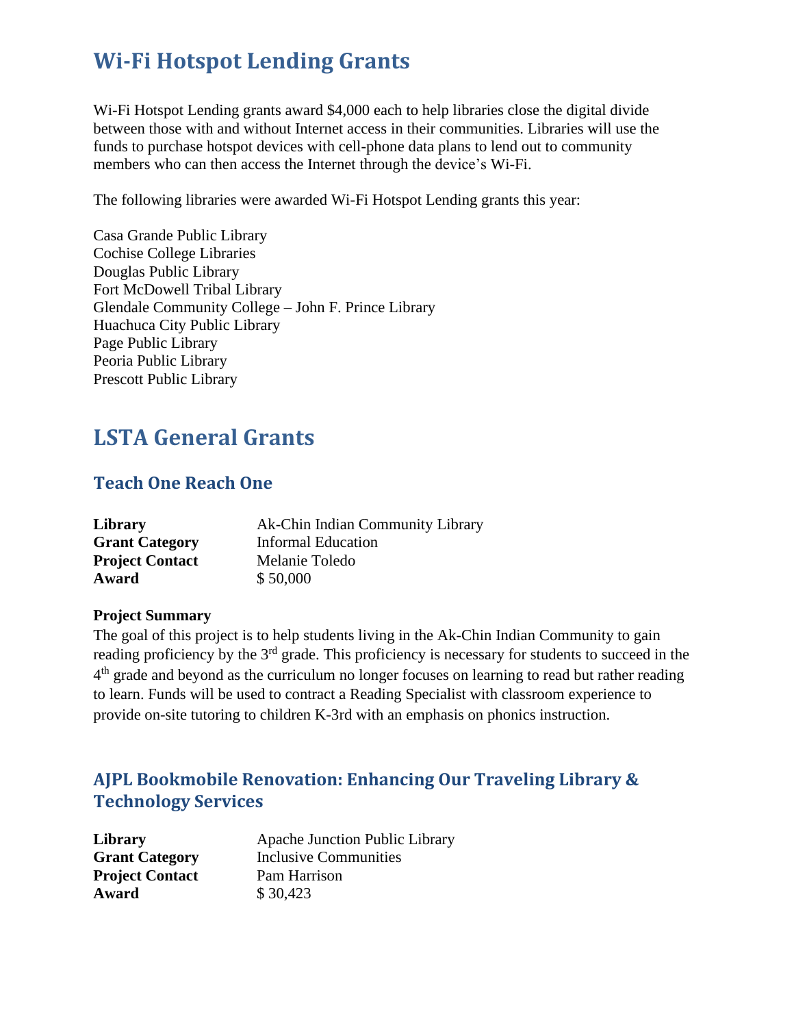# Wi-Fi Hotspot Lending Grants

Wi-Fi Hotspot Lending grants award $4,000 each to help libraries close the digital divide between those with and without Internet access in their communities. Libraries will use the funds to purchase hotspot devices with cell-phone data plans to lend out to community members who can then access the Internet through the device's Wi-Fi.

The following libraries were awarded Wi-Fi Hotspot Lending grants this year:

Casa Grande Public Library
Cochise College Libraries
Douglas Public Library
Fort McDowell Tribal Library
Glendale Community College – John F. Prince Library
Huachuca City Public Library
Page Public Library
Peoria Public Library
Prescott Public Library

# LSTA General Grants

## Teach One Reach One

| | |
|---|---|
| **Library** | Ak-Chin Indian Community Library |
| **Grant Category** | Informal Education |
| **Project Contact** | Melanie Toledo |
| **Award** | $ 50,000 |

**Project Summary**
The goal of this project is to help students living in the Ak-Chin Indian Community to gain reading proficiency by the 3rd grade. This proficiency is necessary for students to succeed in the 4th grade and beyond as the curriculum no longer focuses on learning to read but rather reading to learn. Funds will be used to contract a Reading Specialist with classroom experience to provide on-site tutoring to children K-3rd with an emphasis on phonics instruction.

## AJPL Bookmobile Renovation: Enhancing Our Traveling Library & Technology Services

| | |
|---|---|
| **Library** | Apache Junction Public Library |
| **Grant Category** | Inclusive Communities |
| **Project Contact** | Pam Harrison |
| **Award** | $ 30,423 |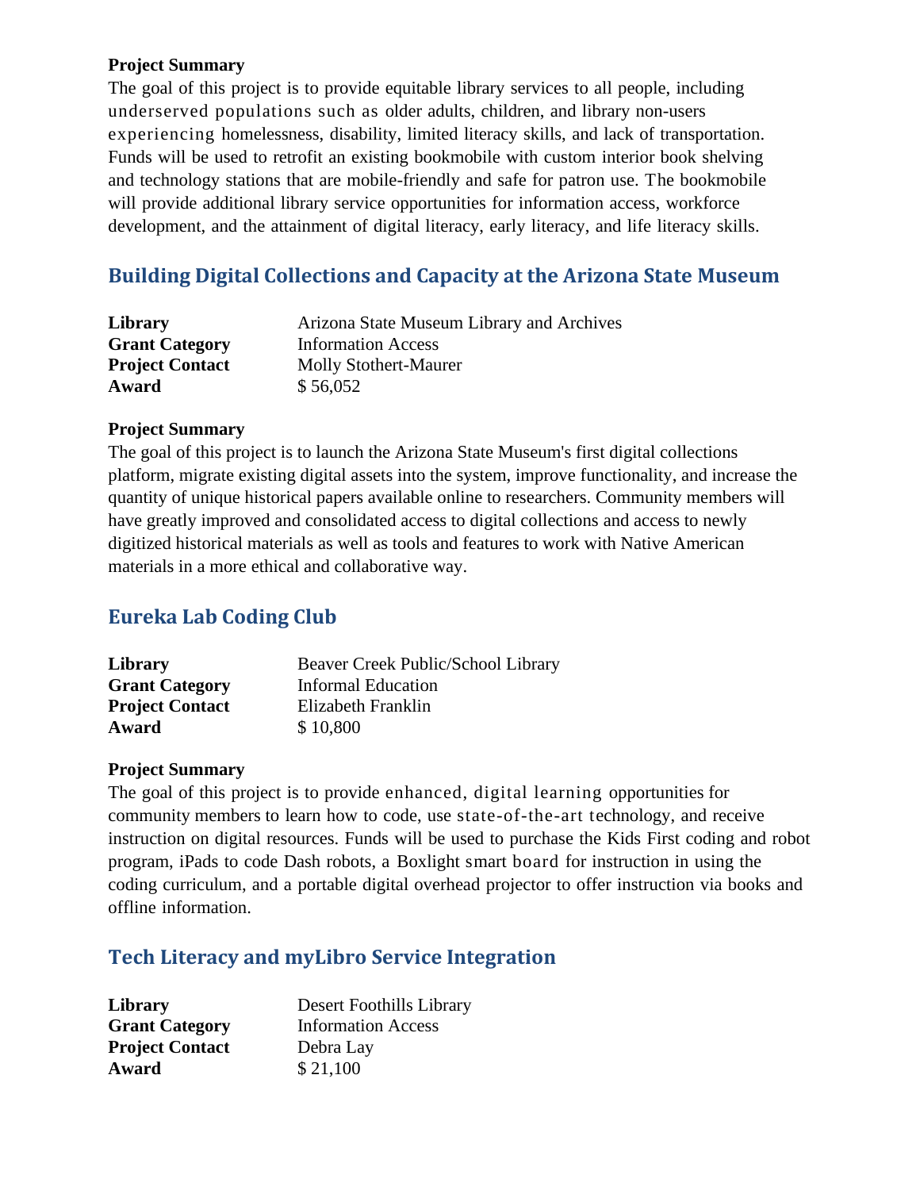**Project Summary**

The goal of this project is to provide equitable library services to all people, including underserved populations such as older adults, children, and library non-users experiencing homelessness, disability, limited literacy skills, and lack of transportation. Funds will be used to retrofit an existing bookmobile with custom interior book shelving and technology stations that are mobile-friendly and safe for patron use. The bookmobile will provide additional library service opportunities for information access, workforce development, and the attainment of digital literacy, early literacy, and life literacy skills.

## Building Digital Collections and Capacity at the Arizona State Museum

| | |
|---|---|
| **Library** | Arizona State Museum Library and Archives |
| **Grant Category** | Information Access |
| **Project Contact** | Molly Stothert-Maurer |
| **Award** | $ 56,052 |

**Project Summary**

The goal of this project is to launch the Arizona State Museum's first digital collections platform, migrate existing digital assets into the system, improve functionality, and increase the quantity of unique historical papers available online to researchers. Community members will have greatly improved and consolidated access to digital collections and access to newly digitized historical materials as well as tools and features to work with Native American materials in a more ethical and collaborative way.

## Eureka Lab Coding Club

| | |
|---|---|
| **Library** | Beaver Creek Public/School Library |
| **Grant Category** | Informal Education |
| **Project Contact** | Elizabeth Franklin |
| **Award** | $ 10,800 |

**Project Summary**

The goal of this project is to provide enhanced, digital learning opportunities for community members to learn how to code, use state-of-the-art technology, and receive instruction on digital resources. Funds will be used to purchase the Kids First coding and robot program, iPads to code Dash robots, a Boxlight smart board for instruction in using the coding curriculum, and a portable digital overhead projector to offer instruction via books and offline information.

## Tech Literacy and myLibro Service Integration

| | |
|---|---|
| **Library** | Desert Foothills Library |
| **Grant Category** | Information Access |
| **Project Contact** | Debra Lay |
| **Award** | $ 21,100 |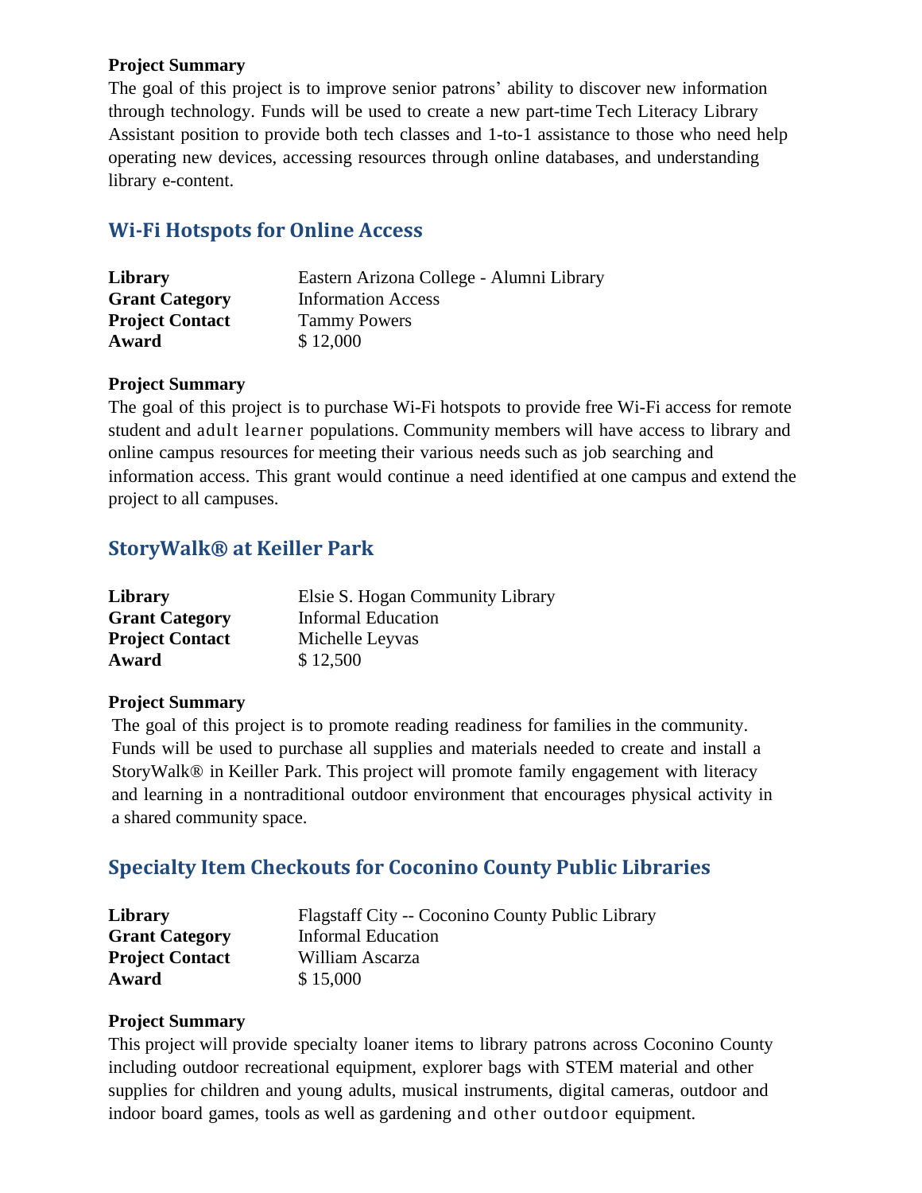**Project Summary**

The goal of this project is to improve senior patrons' ability to discover new information through technology. Funds will be used to create a new part-time Tech Literacy Library Assistant position to provide both tech classes and 1-to-1 assistance to those who need help operating new devices, accessing resources through online databases, and understanding library e-content.

## Wi-Fi Hotspots for Online Access

| | |
|---|---|
| **Library** | Eastern Arizona College - Alumni Library |
| **Grant Category** | Information Access |
| **Project Contact** | Tammy Powers |
| **Award** | $ 12,000 |

**Project Summary**

The goal of this project is to purchase Wi-Fi hotspots to provide free Wi-Fi access for remote student and adult learner populations. Community members will have access to library and online campus resources for meeting their various needs such as job searching and information access. This grant would continue a need identified at one campus and extend the project to all campuses.

## StoryWalk® at Keiller Park

| | |
|---|---|
| **Library** | Elsie S. Hogan Community Library |
| **Grant Category** | Informal Education |
| **Project Contact** | Michelle Leyvas |
| **Award** | $ 12,500 |

**Project Summary**

The goal of this project is to promote reading readiness for families in the community. Funds will be used to purchase all supplies and materials needed to create and install a StoryWalk® in Keiller Park. This project will promote family engagement with literacy and learning in a nontraditional outdoor environment that encourages physical activity in a shared community space.

## Specialty Item Checkouts for Coconino County Public Libraries

| | |
|---|---|
| **Library** | Flagstaff City -- Coconino County Public Library |
| **Grant Category** | Informal Education |
| **Project Contact** | William Ascarza |
| **Award** | $ 15,000 |

**Project Summary**

This project will provide specialty loaner items to library patrons across Coconino County including outdoor recreational equipment, explorer bags with STEM material and other supplies for children and young adults, musical instruments, digital cameras, outdoor and indoor board games, tools as well as gardening and other outdoor equipment.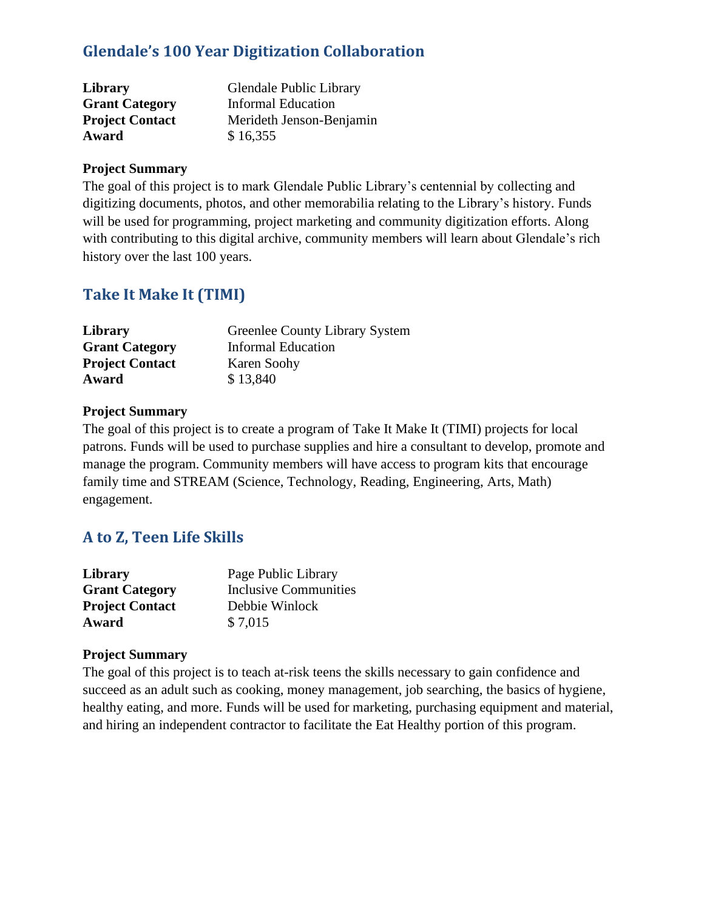## Glendale's 100 Year Digitization Collaboration

| | |
|---|---|
| **Library** | Glendale Public Library |
| **Grant Category** | Informal Education |
| **Project Contact** | Merideth Jenson-Benjamin |
| **Award** | $ 16,355 |

**Project Summary**

The goal of this project is to mark Glendale Public Library's centennial by collecting and digitizing documents, photos, and other memorabilia relating to the Library's history. Funds will be used for programming, project marketing and community digitization efforts. Along with contributing to this digital archive, community members will learn about Glendale's rich history over the last 100 years.

## Take It Make It (TIMI)

| | |
|---|---|
| **Library** | Greenlee County Library System |
| **Grant Category** | Informal Education |
| **Project Contact** | Karen Soohy |
| **Award** | $ 13,840 |

**Project Summary**

The goal of this project is to create a program of Take It Make It (TIMI) projects for local patrons. Funds will be used to purchase supplies and hire a consultant to develop, promote and manage the program. Community members will have access to program kits that encourage family time and STREAM (Science, Technology, Reading, Engineering, Arts, Math) engagement.

## A to Z, Teen Life Skills

| | |
|---|---|
| **Library** | Page Public Library |
| **Grant Category** | Inclusive Communities |
| **Project Contact** | Debbie Winlock |
| **Award** | $ 7,015 |

**Project Summary**

The goal of this project is to teach at-risk teens the skills necessary to gain confidence and succeed as an adult such as cooking, money management, job searching, the basics of hygiene, healthy eating, and more. Funds will be used for marketing, purchasing equipment and material, and hiring an independent contractor to facilitate the Eat Healthy portion of this program.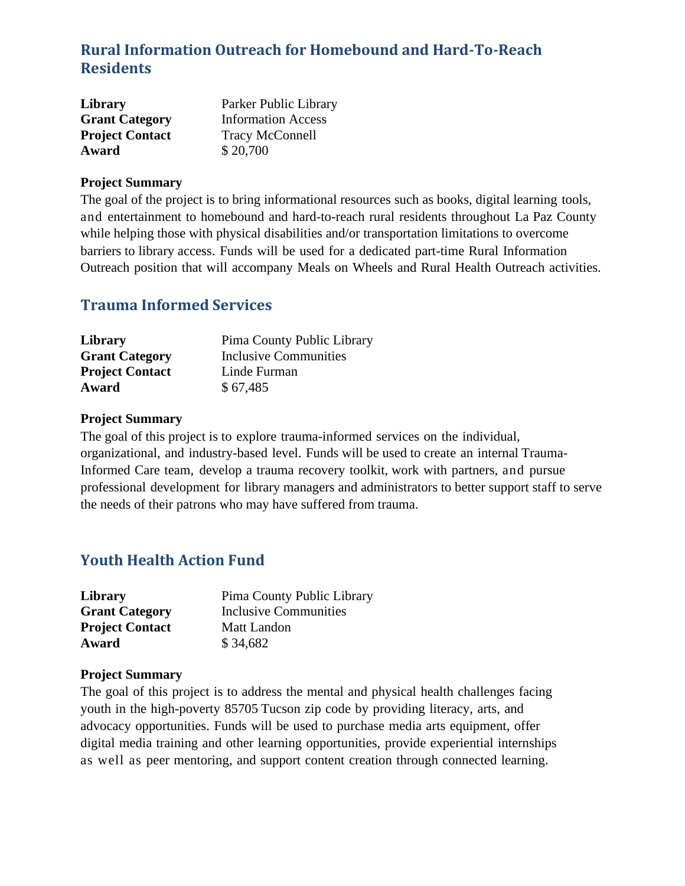## Rural Information Outreach for Homebound and Hard-To-Reach Residents

| | |
|---|---|
| **Library** | Parker Public Library |
| **Grant Category** | Information Access |
| **Project Contact** | Tracy McConnell |
| **Award** | $ 20,700 |

**Project Summary**

The goal of the project is to bring informational resources such as books, digital learning tools, and entertainment to homebound and hard-to-reach rural residents throughout La Paz County while helping those with physical disabilities and/or transportation limitations to overcome barriers to library access. Funds will be used for a dedicated part-time Rural Information Outreach position that will accompany Meals on Wheels and Rural Health Outreach activities.

## Trauma Informed Services

| | |
|---|---|
| **Library** | Pima County Public Library |
| **Grant Category** | Inclusive Communities |
| **Project Contact** | Linde Furman |
| **Award** | $ 67,485 |

**Project Summary**

The goal of this project is to explore trauma-informed services on the individual, organizational, and industry-based level. Funds will be used to create an internal Trauma-Informed Care team, develop a trauma recovery toolkit, work with partners, and pursue professional development for library managers and administrators to better support staff to serve the needs of their patrons who may have suffered from trauma.

## Youth Health Action Fund

| | |
|---|---|
| **Library** | Pima County Public Library |
| **Grant Category** | Inclusive Communities |
| **Project Contact** | Matt Landon |
| **Award** | $ 34,682 |

**Project Summary**

The goal of this project is to address the mental and physical health challenges facing youth in the high-poverty 85705 Tucson zip code by providing literacy, arts, and advocacy opportunities. Funds will be used to purchase media arts equipment, offer digital media training and other learning opportunities, provide experiential internships as well as peer mentoring, and support content creation through connected learning.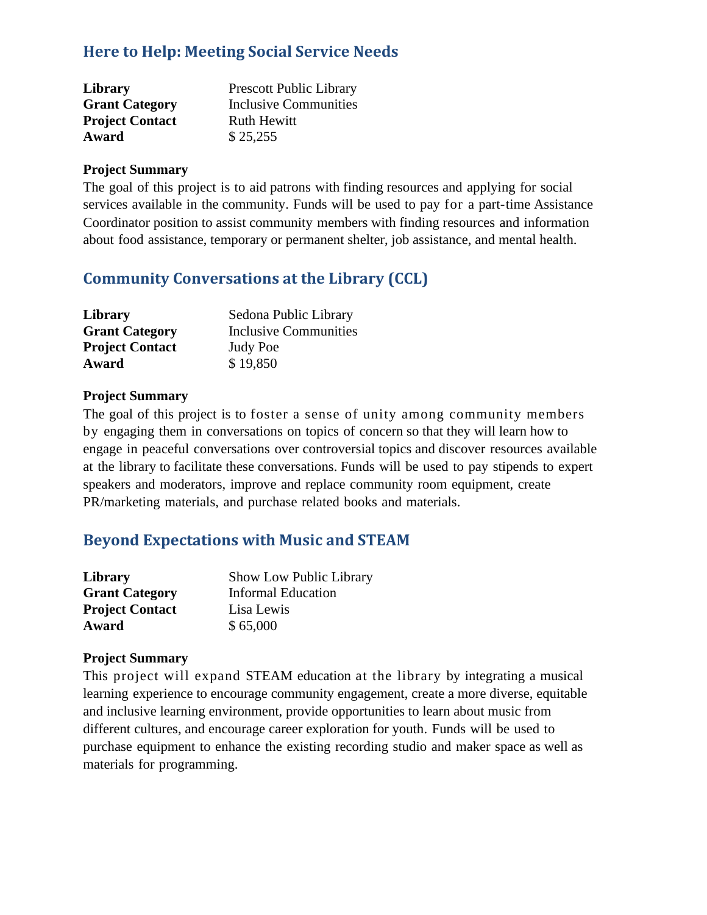## Here to Help: Meeting Social Service Needs

| | |
|---|---|
| **Library** | Prescott Public Library |
| **Grant Category** | Inclusive Communities |
| **Project Contact** | Ruth Hewitt |
| **Award** | $ 25,255 |

**Project Summary**

The goal of this project is to aid patrons with finding resources and applying for social services available in the community. Funds will be used to pay for a part-time Assistance Coordinator position to assist community members with finding resources and information about food assistance, temporary or permanent shelter, job assistance, and mental health.

## Community Conversations at the Library (CCL)

| | |
|---|---|
| **Library** | Sedona Public Library |
| **Grant Category** | Inclusive Communities |
| **Project Contact** | Judy Poe |
| **Award** | $ 19,850 |

**Project Summary**

The goal of this project is to foster a sense of unity among community members by engaging them in conversations on topics of concern so that they will learn how to engage in peaceful conversations over controversial topics and discover resources available at the library to facilitate these conversations. Funds will be used to pay stipends to expert speakers and moderators, improve and replace community room equipment, create PR/marketing materials, and purchase related books and materials.

## Beyond Expectations with Music and STEAM

| | |
|---|---|
| **Library** | Show Low Public Library |
| **Grant Category** | Informal Education |
| **Project Contact** | Lisa Lewis |
| **Award** | $ 65,000 |

**Project Summary**

This project will expand STEAM education at the library by integrating a musical learning experience to encourage community engagement, create a more diverse, equitable and inclusive learning environment, provide opportunities to learn about music from different cultures, and encourage career exploration for youth. Funds will be used to purchase equipment to enhance the existing recording studio and maker space as well as materials for programming.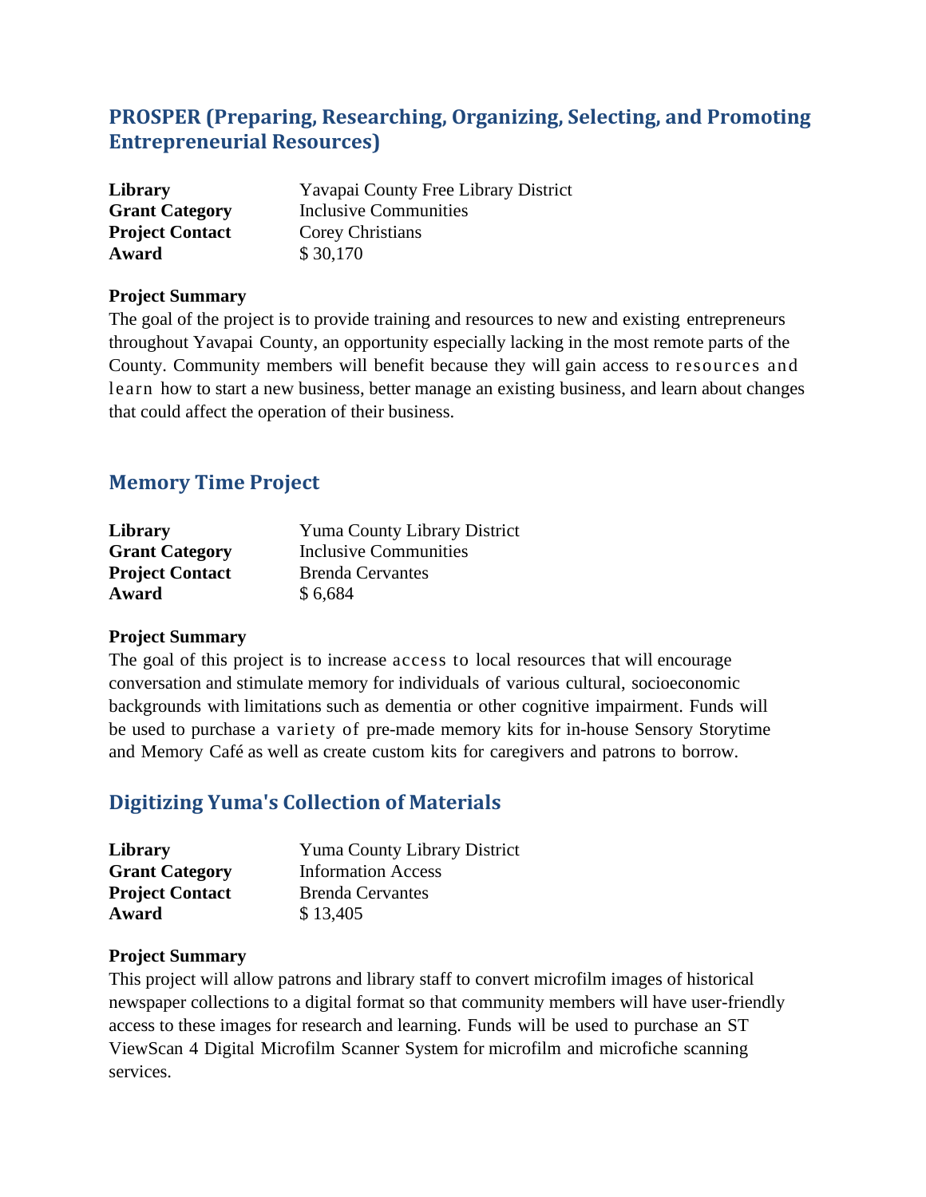## PROSPER (Preparing, Researching, Organizing, Selecting, and Promoting Entrepreneurial Resources)

| | |
|---|---|
| **Library** | Yavapai County Free Library District |
| **Grant Category** | Inclusive Communities |
| **Project Contact** | Corey Christians |
| **Award** | $ 30,170 |

**Project Summary**

The goal of the project is to provide training and resources to new and existing entrepreneurs throughout Yavapai County, an opportunity especially lacking in the most remote parts of the County. Community members will benefit because they will gain access to resources and learn how to start a new business, better manage an existing business, and learn about changes that could affect the operation of their business.

## Memory Time Project

| | |
|---|---|
| **Library** | Yuma County Library District |
| **Grant Category** | Inclusive Communities |
| **Project Contact** | Brenda Cervantes |
| **Award** | $ 6,684 |

**Project Summary**

The goal of this project is to increase access to local resources that will encourage conversation and stimulate memory for individuals of various cultural, socioeconomic backgrounds with limitations such as dementia or other cognitive impairment. Funds will be used to purchase a variety of pre-made memory kits for in-house Sensory Storytime and Memory Café as well as create custom kits for caregivers and patrons to borrow.

## Digitizing Yuma's Collection of Materials

| | |
|---|---|
| **Library** | Yuma County Library District |
| **Grant Category** | Information Access |
| **Project Contact** | Brenda Cervantes |
| **Award** | $ 13,405 |

**Project Summary**

This project will allow patrons and library staff to convert microfilm images of historical newspaper collections to a digital format so that community members will have user-friendly access to these images for research and learning. Funds will be used to purchase an ST ViewScan 4 Digital Microfilm Scanner System for microfilm and microfiche scanning services.